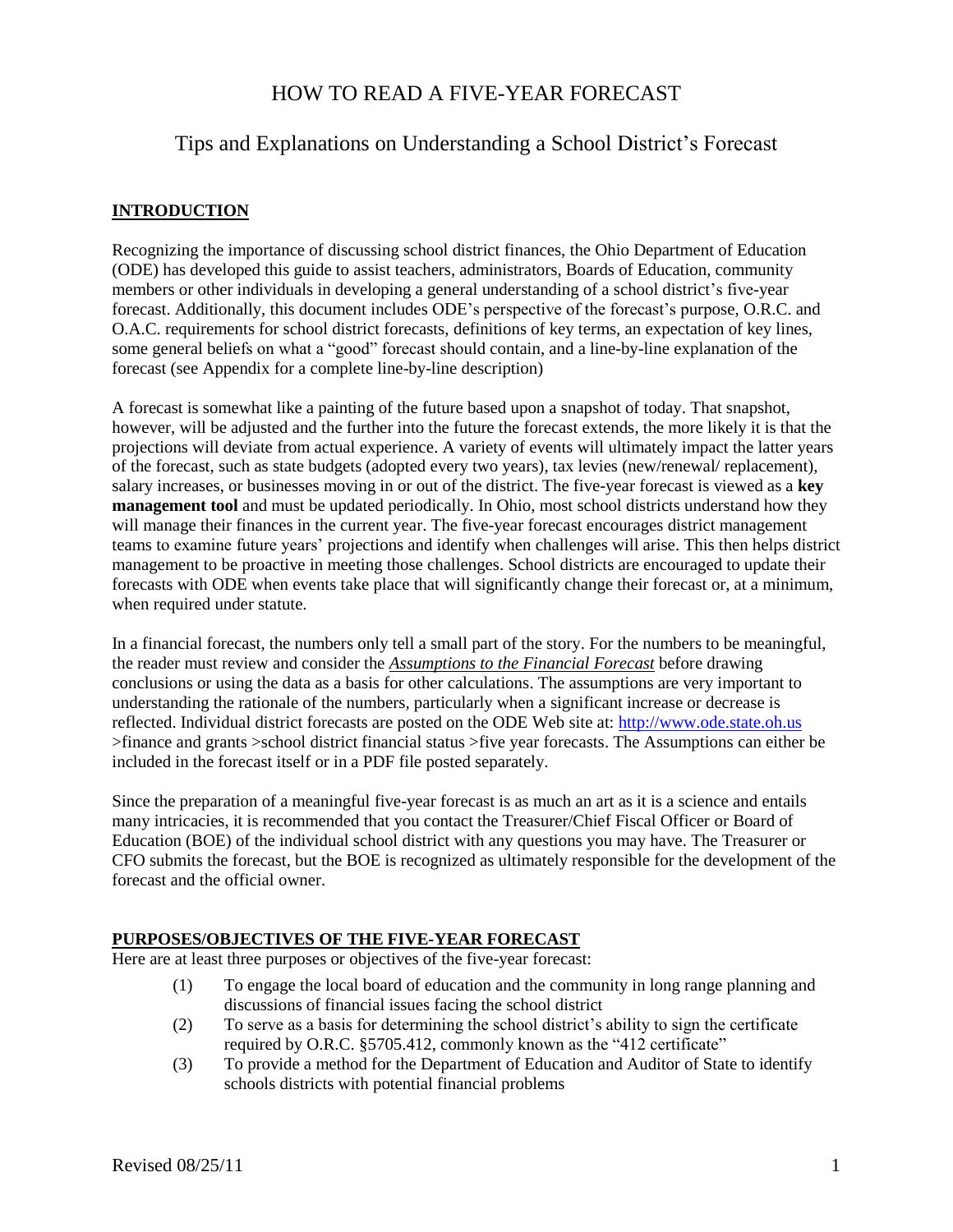# HOW TO READ A FIVE-YEAR FORECAST

## Tips and Explanations on Understanding a School District's Forecast

### INTRODUCTION

Recognizing the importance of discussing school district finances, the Ohio Department of Education (ODE) has developed this guide to assist teachers, administrators, Boards of Education, community members or other individuals in developing a general understanding of a school district's five-year forecast. Additionally, this document includes ODE's perspective of the forecast's purpose, O.R.C. and O.A.C. requirements for school district forecasts, definitions of key terms, an expectation of key lines, some general beliefs on what a "good" forecast should contain, and a line-by-line explanation of the forecast (see Appendix for a complete line-by-line description)

A forecast is somewhat like a painting of the future based upon a snapshot of today. That snapshot, however, will be adjusted and the further into the future the forecast extends, the more likely it is that the projections will deviate from actual experience. A variety of events will ultimately impact the latter years of the forecast, such as state budgets (adopted every two years), tax levies (new/renewal/ replacement), salary increases, or businesses moving in or out of the district. The five-year forecast is viewed as a **key management tool** and must be updated periodically. In Ohio, most school districts understand how they will manage their finances in the current year. The five-year forecast encourages district management teams to examine future years' projections and identify when challenges will arise. This then helps district management to be proactive in meeting those challenges. School districts are encouraged to update their forecasts with ODE when events take place that will significantly change their forecast or, at a minimum, when required under statute.

In a financial forecast, the numbers only tell a small part of the story. For the numbers to be meaningful, the reader must review and consider the ***Assumptions to the Financial Forecast*** before drawing conclusions or using the data as a basis for other calculations. The assumptions are very important to understanding the rationale of the numbers, particularly when a significant increase or decrease is reflected. Individual district forecasts are posted on the ODE Web site at: http://www.ode.state.oh.us >finance and grants >school district financial status >five year forecasts. The Assumptions can either be included in the forecast itself or in a PDF file posted separately.

Since the preparation of a meaningful five-year forecast is as much an art as it is a science and entails many intricacies, it is recommended that you contact the Treasurer/Chief Fiscal Officer or Board of Education (BOE) of the individual school district with any questions you may have. The Treasurer or CFO submits the forecast, but the BOE is recognized as ultimately responsible for the development of the forecast and the official owner.

### PURPOSES/OBJECTIVES OF THE FIVE-YEAR FORECAST

Here are at least three purposes or objectives of the five-year forecast:

(1) To engage the local board of education and the community in long range planning and discussions of financial issues facing the school district

(2) To serve as a basis for determining the school district's ability to sign the certificate required by O.R.C. §5705.412, commonly known as the "412 certificate"

(3) To provide a method for the Department of Education and Auditor of State to identify schools districts with potential financial problems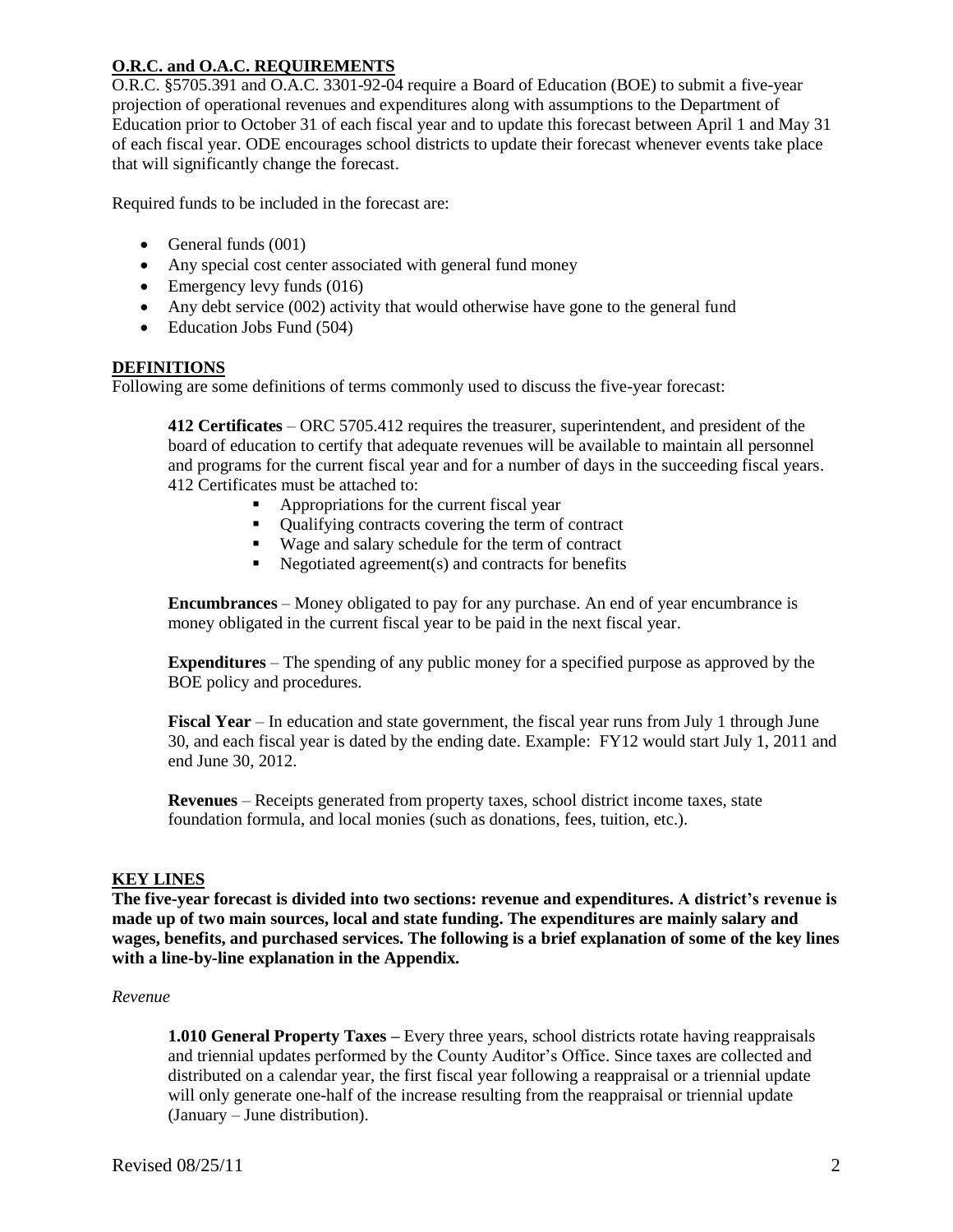## O.R.C. and O.A.C. REQUIREMENTS

O.R.C. §5705.391 and O.A.C. 3301-92-04 require a Board of Education (BOE) to submit a five-year projection of operational revenues and expenditures along with assumptions to the Department of Education prior to October 31 of each fiscal year and to update this forecast between April 1 and May 31 of each fiscal year. ODE encourages school districts to update their forecast whenever events take place that will significantly change the forecast.

Required funds to be included in the forecast are:

- General funds (001)
- Any special cost center associated with general fund money
- Emergency levy funds (016)
- Any debt service (002) activity that would otherwise have gone to the general fund
- Education Jobs Fund (504)

## DEFINITIONS

Following are some definitions of terms commonly used to discuss the five-year forecast:

**412 Certificates** – ORC 5705.412 requires the treasurer, superintendent, and president of the board of education to certify that adequate revenues will be available to maintain all personnel and programs for the current fiscal year and for a number of days in the succeeding fiscal years. 412 Certificates must be attached to:

- Appropriations for the current fiscal year
- Qualifying contracts covering the term of contract
- Wage and salary schedule for the term of contract
- Negotiated agreement(s) and contracts for benefits

**Encumbrances** – Money obligated to pay for any purchase. An end of year encumbrance is money obligated in the current fiscal year to be paid in the next fiscal year.

**Expenditures** – The spending of any public money for a specified purpose as approved by the BOE policy and procedures.

**Fiscal Year** – In education and state government, the fiscal year runs from July 1 through June 30, and each fiscal year is dated by the ending date. Example: FY12 would start July 1, 2011 and end June 30, 2012.

**Revenues** – Receipts generated from property taxes, school district income taxes, state foundation formula, and local monies (such as donations, fees, tuition, etc.).

## KEY LINES

**The five-year forecast is divided into two sections: revenue and expenditures. A district's revenue is made up of two main sources, local and state funding. The expenditures are mainly salary and wages, benefits, and purchased services. The following is a brief explanation of some of the key lines with a line-by-line explanation in the Appendix.**

*Revenue*

**1.010 General Property Taxes –** Every three years, school districts rotate having reappraisals and triennial updates performed by the County Auditor's Office. Since taxes are collected and distributed on a calendar year, the first fiscal year following a reappraisal or a triennial update will only generate one-half of the increase resulting from the reappraisal or triennial update (January – June distribution).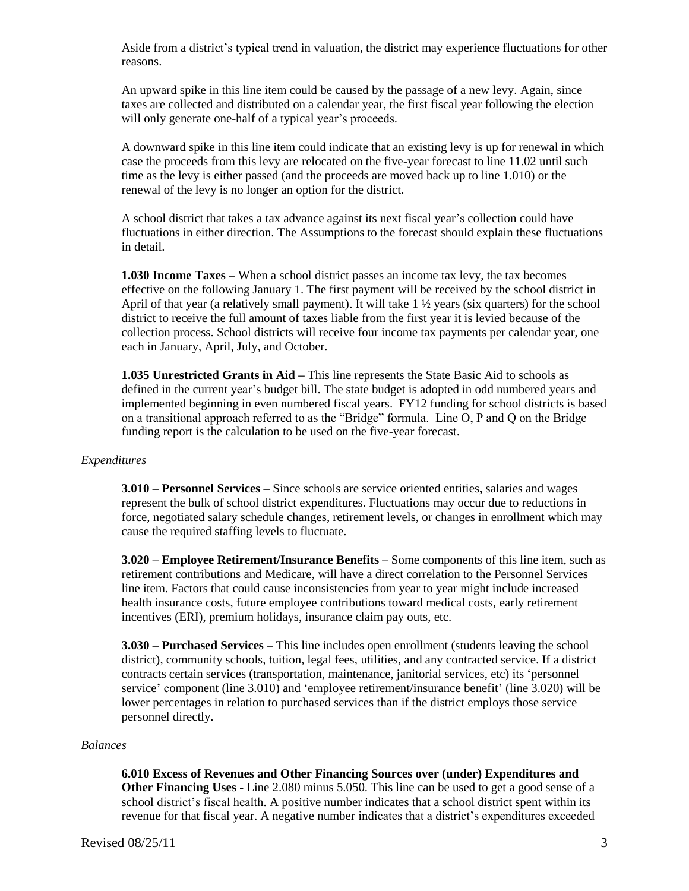Aside from a district's typical trend in valuation, the district may experience fluctuations for other reasons.

An upward spike in this line item could be caused by the passage of a new levy. Again, since taxes are collected and distributed on a calendar year, the first fiscal year following the election will only generate one-half of a typical year's proceeds.

A downward spike in this line item could indicate that an existing levy is up for renewal in which case the proceeds from this levy are relocated on the five-year forecast to line 11.02 until such time as the levy is either passed (and the proceeds are moved back up to line 1.010) or the renewal of the levy is no longer an option for the district.

A school district that takes a tax advance against its next fiscal year's collection could have fluctuations in either direction. The Assumptions to the forecast should explain these fluctuations in detail.

**1.030 Income Taxes –** When a school district passes an income tax levy, the tax becomes effective on the following January 1. The first payment will be received by the school district in April of that year (a relatively small payment). It will take 1 ½ years (six quarters) for the school district to receive the full amount of taxes liable from the first year it is levied because of the collection process. School districts will receive four income tax payments per calendar year, one each in January, April, July, and October.

**1.035 Unrestricted Grants in Aid –** This line represents the State Basic Aid to schools as defined in the current year's budget bill. The state budget is adopted in odd numbered years and implemented beginning in even numbered fiscal years. FY12 funding for school districts is based on a transitional approach referred to as the "Bridge" formula. Line O, P and Q on the Bridge funding report is the calculation to be used on the five-year forecast.

*Expenditures*

**3.010 – Personnel Services –** Since schools are service oriented entities**,** salaries and wages represent the bulk of school district expenditures. Fluctuations may occur due to reductions in force, negotiated salary schedule changes, retirement levels, or changes in enrollment which may cause the required staffing levels to fluctuate.

**3.020 – Employee Retirement/Insurance Benefits –** Some components of this line item, such as retirement contributions and Medicare, will have a direct correlation to the Personnel Services line item. Factors that could cause inconsistencies from year to year might include increased health insurance costs, future employee contributions toward medical costs, early retirement incentives (ERI), premium holidays, insurance claim pay outs, etc.

**3.030 – Purchased Services –** This line includes open enrollment (students leaving the school district), community schools, tuition, legal fees, utilities, and any contracted service. If a district contracts certain services (transportation, maintenance, janitorial services, etc) its 'personnel service' component (line 3.010) and 'employee retirement/insurance benefit' (line 3.020) will be lower percentages in relation to purchased services than if the district employs those service personnel directly.

*Balances*

**6.010 Excess of Revenues and Other Financing Sources over (under) Expenditures and Other Financing Uses -** Line 2.080 minus 5.050. This line can be used to get a good sense of a school district's fiscal health. A positive number indicates that a school district spent within its revenue for that fiscal year. A negative number indicates that a district's expenditures exceeded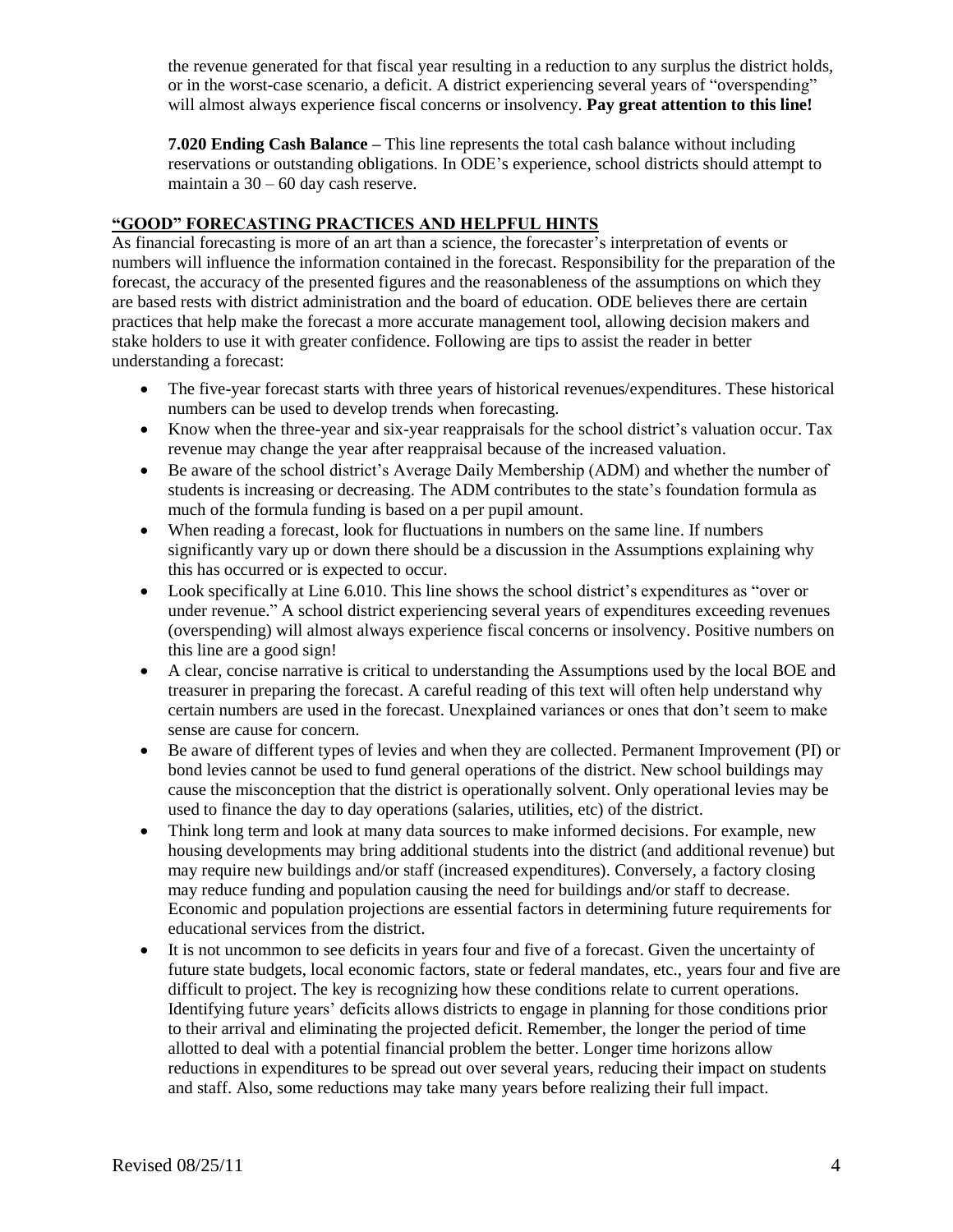the revenue generated for that fiscal year resulting in a reduction to any surplus the district holds, or in the worst-case scenario, a deficit. A district experiencing several years of "overspending" will almost always experience fiscal concerns or insolvency. **Pay great attention to this line!**

**7.020 Ending Cash Balance –** This line represents the total cash balance without including reservations or outstanding obligations. In ODE's experience, school districts should attempt to maintain a 30 – 60 day cash reserve.

## "GOOD" FORECASTING PRACTICES AND HELPFUL HINTS

As financial forecasting is more of an art than a science, the forecaster's interpretation of events or numbers will influence the information contained in the forecast. Responsibility for the preparation of the forecast, the accuracy of the presented figures and the reasonableness of the assumptions on which they are based rests with district administration and the board of education. ODE believes there are certain practices that help make the forecast a more accurate management tool, allowing decision makers and stake holders to use it with greater confidence. Following are tips to assist the reader in better understanding a forecast:

- The five-year forecast starts with three years of historical revenues/expenditures. These historical numbers can be used to develop trends when forecasting.
- Know when the three-year and six-year reappraisals for the school district's valuation occur. Tax revenue may change the year after reappraisal because of the increased valuation.
- Be aware of the school district's Average Daily Membership (ADM) and whether the number of students is increasing or decreasing. The ADM contributes to the state's foundation formula as much of the formula funding is based on a per pupil amount.
- When reading a forecast, look for fluctuations in numbers on the same line. If numbers significantly vary up or down there should be a discussion in the Assumptions explaining why this has occurred or is expected to occur.
- Look specifically at Line 6.010. This line shows the school district's expenditures as "over or under revenue." A school district experiencing several years of expenditures exceeding revenues (overspending) will almost always experience fiscal concerns or insolvency. Positive numbers on this line are a good sign!
- A clear, concise narrative is critical to understanding the Assumptions used by the local BOE and treasurer in preparing the forecast. A careful reading of this text will often help understand why certain numbers are used in the forecast. Unexplained variances or ones that don't seem to make sense are cause for concern.
- Be aware of different types of levies and when they are collected. Permanent Improvement (PI) or bond levies cannot be used to fund general operations of the district. New school buildings may cause the misconception that the district is operationally solvent. Only operational levies may be used to finance the day to day operations (salaries, utilities, etc) of the district.
- Think long term and look at many data sources to make informed decisions. For example, new housing developments may bring additional students into the district (and additional revenue) but may require new buildings and/or staff (increased expenditures). Conversely, a factory closing may reduce funding and population causing the need for buildings and/or staff to decrease. Economic and population projections are essential factors in determining future requirements for educational services from the district.
- It is not uncommon to see deficits in years four and five of a forecast. Given the uncertainty of future state budgets, local economic factors, state or federal mandates, etc., years four and five are difficult to project. The key is recognizing how these conditions relate to current operations. Identifying future years' deficits allows districts to engage in planning for those conditions prior to their arrival and eliminating the projected deficit. Remember, the longer the period of time allotted to deal with a potential financial problem the better. Longer time horizons allow reductions in expenditures to be spread out over several years, reducing their impact on students and staff. Also, some reductions may take many years before realizing their full impact.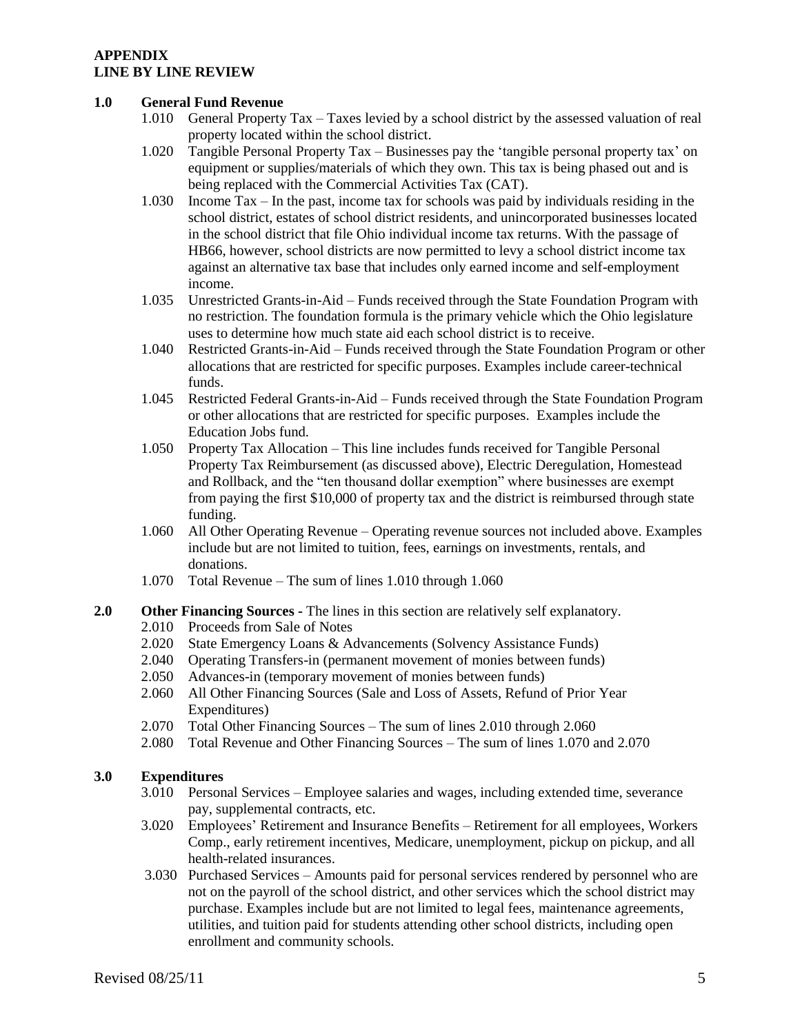**APPENDIX**
**LINE BY LINE REVIEW**

## 1.0 General Fund Revenue

- 1.010 General Property Tax – Taxes levied by a school district by the assessed valuation of real property located within the school district.
- 1.020 Tangible Personal Property Tax – Businesses pay the 'tangible personal property tax' on equipment or supplies/materials of which they own. This tax is being phased out and is being replaced with the Commercial Activities Tax (CAT).
- 1.030 Income Tax – In the past, income tax for schools was paid by individuals residing in the school district, estates of school district residents, and unincorporated businesses located in the school district that file Ohio individual income tax returns. With the passage of HB66, however, school districts are now permitted to levy a school district income tax against an alternative tax base that includes only earned income and self-employment income.
- 1.035 Unrestricted Grants-in-Aid – Funds received through the State Foundation Program with no restriction. The foundation formula is the primary vehicle which the Ohio legislature uses to determine how much state aid each school district is to receive.
- 1.040 Restricted Grants-in-Aid – Funds received through the State Foundation Program or other allocations that are restricted for specific purposes. Examples include career-technical funds.
- 1.045 Restricted Federal Grants-in-Aid – Funds received through the State Foundation Program or other allocations that are restricted for specific purposes. Examples include the Education Jobs fund.
- 1.050 Property Tax Allocation – This line includes funds received for Tangible Personal Property Tax Reimbursement (as discussed above), Electric Deregulation, Homestead and Rollback, and the "ten thousand dollar exemption" where businesses are exempt from paying the first $10,000 of property tax and the district is reimbursed through state funding.
- 1.060 All Other Operating Revenue – Operating revenue sources not included above. Examples include but are not limited to tuition, fees, earnings on investments, rentals, and donations.
- 1.070 Total Revenue – The sum of lines 1.010 through 1.060

## 2.0 Other Financing Sources - The lines in this section are relatively self explanatory.

- 2.010 Proceeds from Sale of Notes
- 2.020 State Emergency Loans & Advancements (Solvency Assistance Funds)
- 2.040 Operating Transfers-in (permanent movement of monies between funds)
- 2.050 Advances-in (temporary movement of monies between funds)
- 2.060 All Other Financing Sources (Sale and Loss of Assets, Refund of Prior Year Expenditures)
- 2.070 Total Other Financing Sources – The sum of lines 2.010 through 2.060
- 2.080 Total Revenue and Other Financing Sources – The sum of lines 1.070 and 2.070

## 3.0 Expenditures

- 3.010 Personal Services – Employee salaries and wages, including extended time, severance pay, supplemental contracts, etc.
- 3.020 Employees' Retirement and Insurance Benefits – Retirement for all employees, Workers Comp., early retirement incentives, Medicare, unemployment, pickup on pickup, and all health-related insurances.
- 3.030 Purchased Services – Amounts paid for personal services rendered by personnel who are not on the payroll of the school district, and other services which the school district may purchase. Examples include but are not limited to legal fees, maintenance agreements, utilities, and tuition paid for students attending other school districts, including open enrollment and community schools.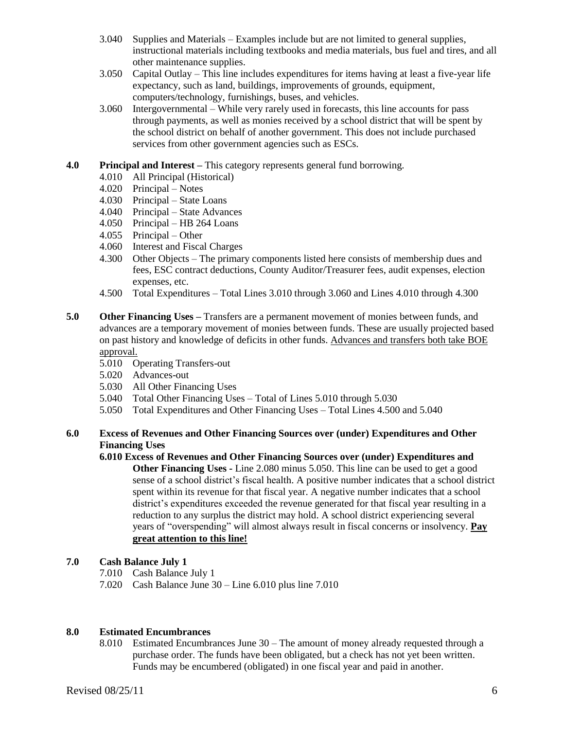- 3.040 Supplies and Materials – Examples include but are not limited to general supplies, instructional materials including textbooks and media materials, bus fuel and tires, and all other maintenance supplies.
- 3.050 Capital Outlay – This line includes expenditures for items having at least a five-year life expectancy, such as land, buildings, improvements of grounds, equipment, computers/technology, furnishings, buses, and vehicles.
- 3.060 Intergovernmental – While very rarely used in forecasts, this line accounts for pass through payments, as well as monies received by a school district that will be spent by the school district on behalf of another government. This does not include purchased services from other government agencies such as ESCs.

**4.0 Principal and Interest –** This category represents general fund borrowing.

- 4.010 All Principal (Historical)
- 4.020 Principal – Notes
- 4.030 Principal – State Loans
- 4.040 Principal – State Advances
- 4.050 Principal – HB 264 Loans
- 4.055 Principal – Other
- 4.060 Interest and Fiscal Charges
- 4.300 Other Objects – The primary components listed here consists of membership dues and fees, ESC contract deductions, County Auditor/Treasurer fees, audit expenses, election expenses, etc.
- 4.500 Total Expenditures – Total Lines 3.010 through 3.060 and Lines 4.010 through 4.300

**5.0 Other Financing Uses –** Transfers are a permanent movement of monies between funds, and advances are a temporary movement of monies between funds. These are usually projected based on past history and knowledge of deficits in other funds. <u>Advances and transfers both take BOE approval.</u>

- 5.010 Operating Transfers-out
- 5.020 Advances-out
- 5.030 All Other Financing Uses
- 5.040 Total Other Financing Uses – Total of Lines 5.010 through 5.030
- 5.050 Total Expenditures and Other Financing Uses – Total Lines 4.500 and 5.040

**6.0 Excess of Revenues and Other Financing Sources over (under) Expenditures and Other Financing Uses**

**6.010 Excess of Revenues and Other Financing Sources over (under) Expenditures and Other Financing Uses -** Line 2.080 minus 5.050. This line can be used to get a good sense of a school district's fiscal health. A positive number indicates that a school district spent within its revenue for that fiscal year. A negative number indicates that a school district's expenditures exceeded the revenue generated for that fiscal year resulting in a reduction to any surplus the district may hold. A school district experiencing several years of "overspending" will almost always result in fiscal concerns or insolvency. <u>**Pay great attention to this line!**</u>

**7.0 Cash Balance July 1**

- 7.010 Cash Balance July 1
- 7.020 Cash Balance June 30 – Line 6.010 plus line 7.010

**8.0 Estimated Encumbrances**

- 8.010 Estimated Encumbrances June 30 – The amount of money already requested through a purchase order. The funds have been obligated, but a check has not yet been written. Funds may be encumbered (obligated) in one fiscal year and paid in another.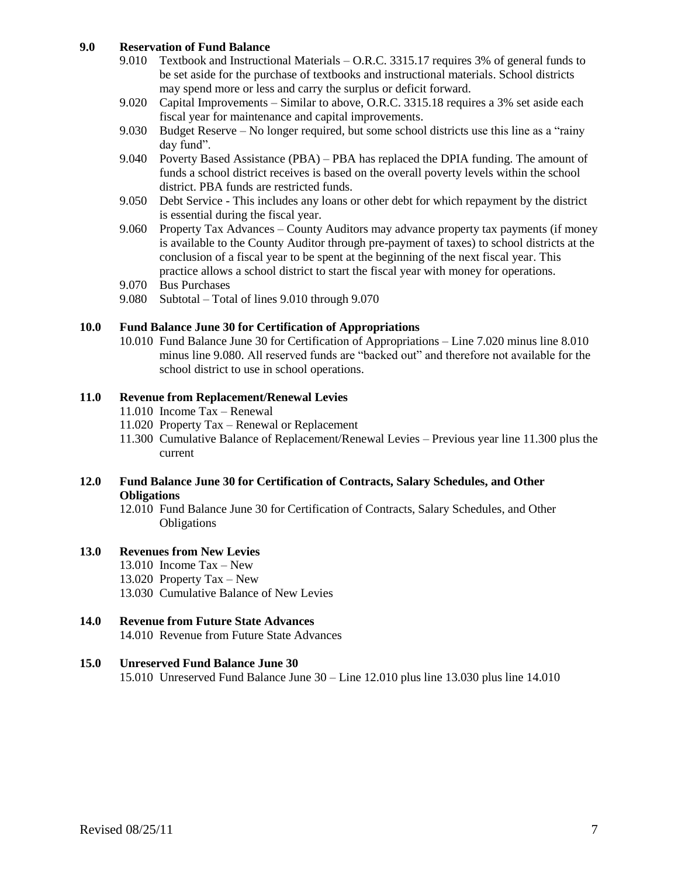**9.0 Reservation of Fund Balance**

- 9.010 Textbook and Instructional Materials – O.R.C. 3315.17 requires 3% of general funds to be set aside for the purchase of textbooks and instructional materials. School districts may spend more or less and carry the surplus or deficit forward.
- 9.020 Capital Improvements – Similar to above, O.R.C. 3315.18 requires a 3% set aside each fiscal year for maintenance and capital improvements.
- 9.030 Budget Reserve – No longer required, but some school districts use this line as a "rainy day fund".
- 9.040 Poverty Based Assistance (PBA) – PBA has replaced the DPIA funding. The amount of funds a school district receives is based on the overall poverty levels within the school district. PBA funds are restricted funds.
- 9.050 Debt Service - This includes any loans or other debt for which repayment by the district is essential during the fiscal year.
- 9.060 Property Tax Advances – County Auditors may advance property tax payments (if money is available to the County Auditor through pre-payment of taxes) to school districts at the conclusion of a fiscal year to be spent at the beginning of the next fiscal year. This practice allows a school district to start the fiscal year with money for operations.
- 9.070 Bus Purchases
- 9.080 Subtotal – Total of lines 9.010 through 9.070

**10.0 Fund Balance June 30 for Certification of Appropriations**

- 10.010 Fund Balance June 30 for Certification of Appropriations – Line 7.020 minus line 8.010 minus line 9.080. All reserved funds are "backed out" and therefore not available for the school district to use in school operations.

**11.0 Revenue from Replacement/Renewal Levies**

- 11.010 Income Tax – Renewal
- 11.020 Property Tax – Renewal or Replacement
- 11.300 Cumulative Balance of Replacement/Renewal Levies – Previous year line 11.300 plus the current

**12.0 Fund Balance June 30 for Certification of Contracts, Salary Schedules, and Other Obligations**

- 12.010 Fund Balance June 30 for Certification of Contracts, Salary Schedules, and Other Obligations

**13.0 Revenues from New Levies**

- 13.010 Income Tax – New
- 13.020 Property Tax – New
- 13.030 Cumulative Balance of New Levies

**14.0 Revenue from Future State Advances**

- 14.010 Revenue from Future State Advances

**15.0 Unreserved Fund Balance June 30**

- 15.010 Unreserved Fund Balance June 30 – Line 12.010 plus line 13.030 plus line 14.010